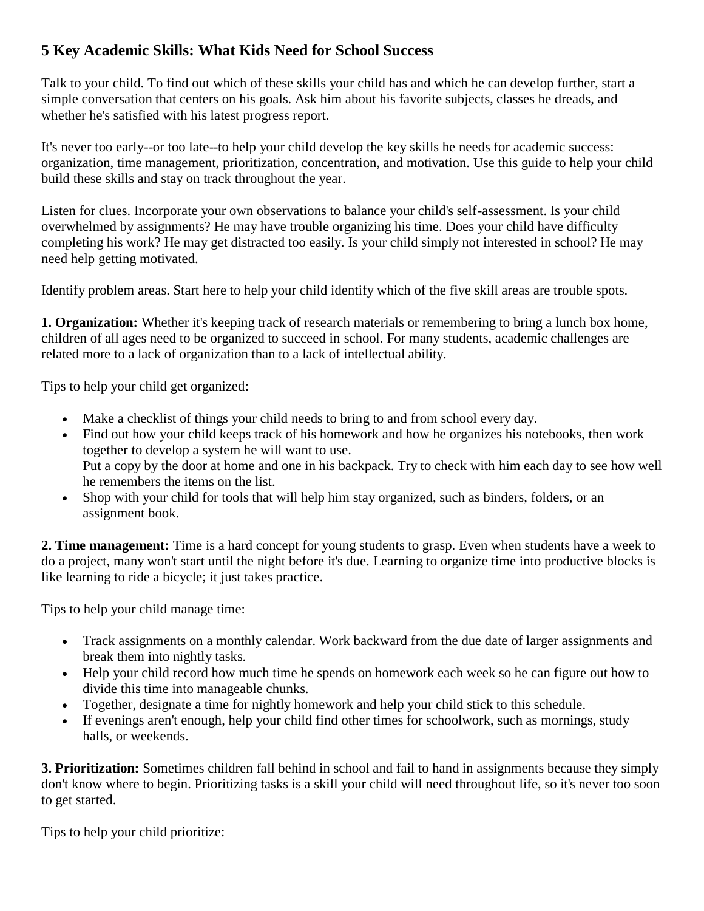# 5 Key Academic Skills: What Kids Need for School Success

Talk to your child. To find out which of these skills your child has and which he can develop further, start a simple conversation that centers on his goals. Ask him about his favorite subjects, classes he dreads, and whether he's satisfied with his latest progress report.

It's never too early--or too late--to help your child develop the key skills he needs for academic success: organization, time management, prioritization, concentration, and motivation. Use this guide to help your child build these skills and stay on track throughout the year.

Listen for clues. Incorporate your own observations to balance your child's self-assessment. Is your child overwhelmed by assignments? He may have trouble organizing his time. Does your child have difficulty completing his work? He may get distracted too easily. Is your child simply not interested in school? He may need help getting motivated.

Identify problem areas. Start here to help your child identify which of the five skill areas are trouble spots.

**1. Organization:** Whether it's keeping track of research materials or remembering to bring a lunch box home, children of all ages need to be organized to succeed in school. For many students, academic challenges are related more to a lack of organization than to a lack of intellectual ability.

Tips to help your child get organized:

- Make a checklist of things your child needs to bring to and from school every day.
- Find out how your child keeps track of his homework and how he organizes his notebooks, then work together to develop a system he will want to use.
  Put a copy by the door at home and one in his backpack. Try to check with him each day to see how well he remembers the items on the list.
- Shop with your child for tools that will help him stay organized, such as binders, folders, or an assignment book.

**2. Time management:** Time is a hard concept for young students to grasp. Even when students have a week to do a project, many won't start until the night before it's due. Learning to organize time into productive blocks is like learning to ride a bicycle; it just takes practice.

Tips to help your child manage time:

- Track assignments on a monthly calendar. Work backward from the due date of larger assignments and break them into nightly tasks.
- Help your child record how much time he spends on homework each week so he can figure out how to divide this time into manageable chunks.
- Together, designate a time for nightly homework and help your child stick to this schedule.
- If evenings aren't enough, help your child find other times for schoolwork, such as mornings, study halls, or weekends.

**3. Prioritization:** Sometimes children fall behind in school and fail to hand in assignments because they simply don't know where to begin. Prioritizing tasks is a skill your child will need throughout life, so it's never too soon to get started.

Tips to help your child prioritize: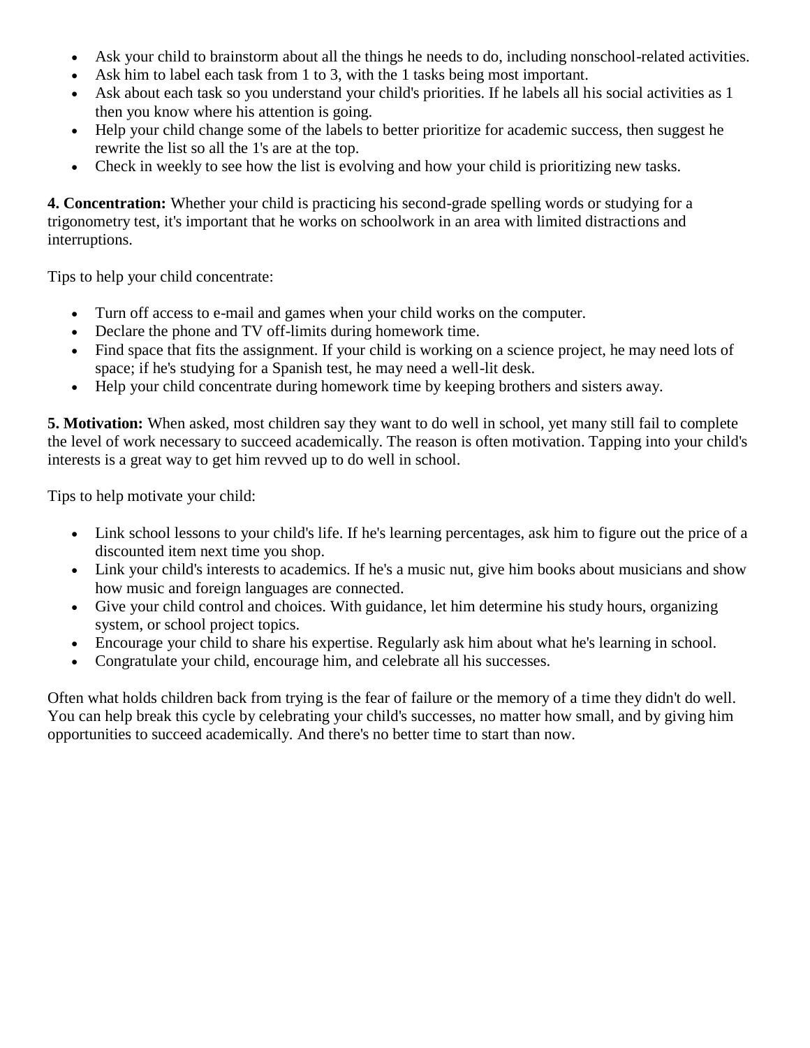- Ask your child to brainstorm about all the things he needs to do, including nonschool-related activities.
- Ask him to label each task from 1 to 3, with the 1 tasks being most important.
- Ask about each task so you understand your child's priorities. If he labels all his social activities as 1 then you know where his attention is going.
- Help your child change some of the labels to better prioritize for academic success, then suggest he rewrite the list so all the 1's are at the top.
- Check in weekly to see how the list is evolving and how your child is prioritizing new tasks.

**4. Concentration:** Whether your child is practicing his second-grade spelling words or studying for a trigonometry test, it's important that he works on schoolwork in an area with limited distractions and interruptions.

Tips to help your child concentrate:

- Turn off access to e-mail and games when your child works on the computer.
- Declare the phone and TV off-limits during homework time.
- Find space that fits the assignment. If your child is working on a science project, he may need lots of space; if he's studying for a Spanish test, he may need a well-lit desk.
- Help your child concentrate during homework time by keeping brothers and sisters away.

**5. Motivation:** When asked, most children say they want to do well in school, yet many still fail to complete the level of work necessary to succeed academically. The reason is often motivation. Tapping into your child's interests is a great way to get him revved up to do well in school.

Tips to help motivate your child:

- Link school lessons to your child's life. If he's learning percentages, ask him to figure out the price of a discounted item next time you shop.
- Link your child's interests to academics. If he's a music nut, give him books about musicians and show how music and foreign languages are connected.
- Give your child control and choices. With guidance, let him determine his study hours, organizing system, or school project topics.
- Encourage your child to share his expertise. Regularly ask him about what he's learning in school.
- Congratulate your child, encourage him, and celebrate all his successes.

Often what holds children back from trying is the fear of failure or the memory of a time they didn't do well. You can help break this cycle by celebrating your child's successes, no matter how small, and by giving him opportunities to succeed academically. And there's no better time to start than now.